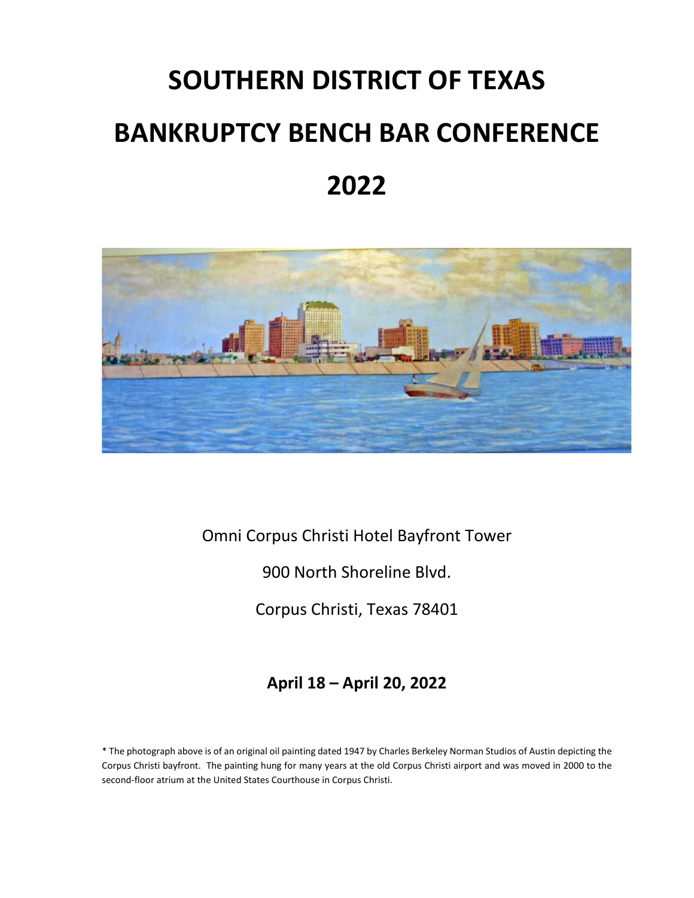# SOUTHERN DISTRICT OF TEXAS

# BANKRUPTCY BENCH BAR CONFERENCE

# 2022

Omni Corpus Christi Hotel Bayfront Tower

900 North Shoreline Blvd.

Corpus Christi, Texas 78401

**April 18 – April 20, 2022**

* The photograph above is of an original oil painting dated 1947 by Charles Berkeley Norman Studios of Austin depicting the Corpus Christi bayfront. The painting hung for many years at the old Corpus Christi airport and was moved in 2000 to the second-floor atrium at the United States Courthouse in Corpus Christi.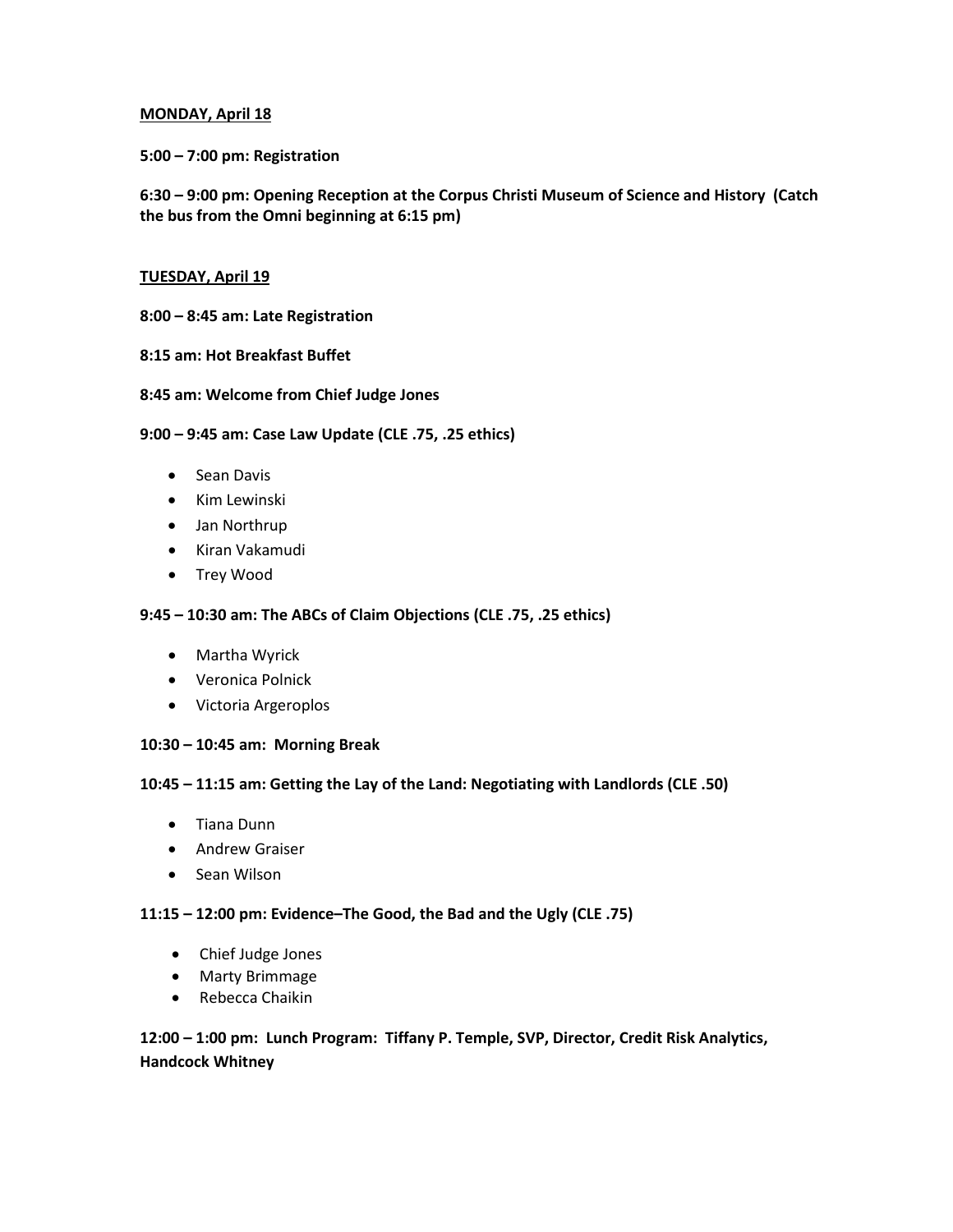**MONDAY, April 18**

**5:00 – 7:00 pm: Registration**

**6:30 – 9:00 pm: Opening Reception at the Corpus Christi Museum of Science and History (Catch the bus from the Omni beginning at 6:15 pm)**

**TUESDAY, April 19**

**8:00 – 8:45 am: Late Registration**

**8:15 am: Hot Breakfast Buffet**

**8:45 am: Welcome from Chief Judge Jones**

**9:00 – 9:45 am: Case Law Update (CLE .75, .25 ethics)**

- Sean Davis
- Kim Lewinski
- Jan Northrup
- Kiran Vakamudi
- Trey Wood

**9:45 – 10:30 am: The ABCs of Claim Objections (CLE .75, .25 ethics)**

- Martha Wyrick
- Veronica Polnick
- Victoria Argeroplos

**10:30 – 10:45 am: Morning Break**

**10:45 – 11:15 am: Getting the Lay of the Land: Negotiating with Landlords (CLE .50)**

- Tiana Dunn
- Andrew Graiser
- Sean Wilson

**11:15 – 12:00 pm: Evidence–The Good, the Bad and the Ugly (CLE .75)**

- Chief Judge Jones
- Marty Brimmage
- Rebecca Chaikin

**12:00 – 1:00 pm: Lunch Program: Tiffany P. Temple, SVP, Director, Credit Risk Analytics, Handcock Whitney**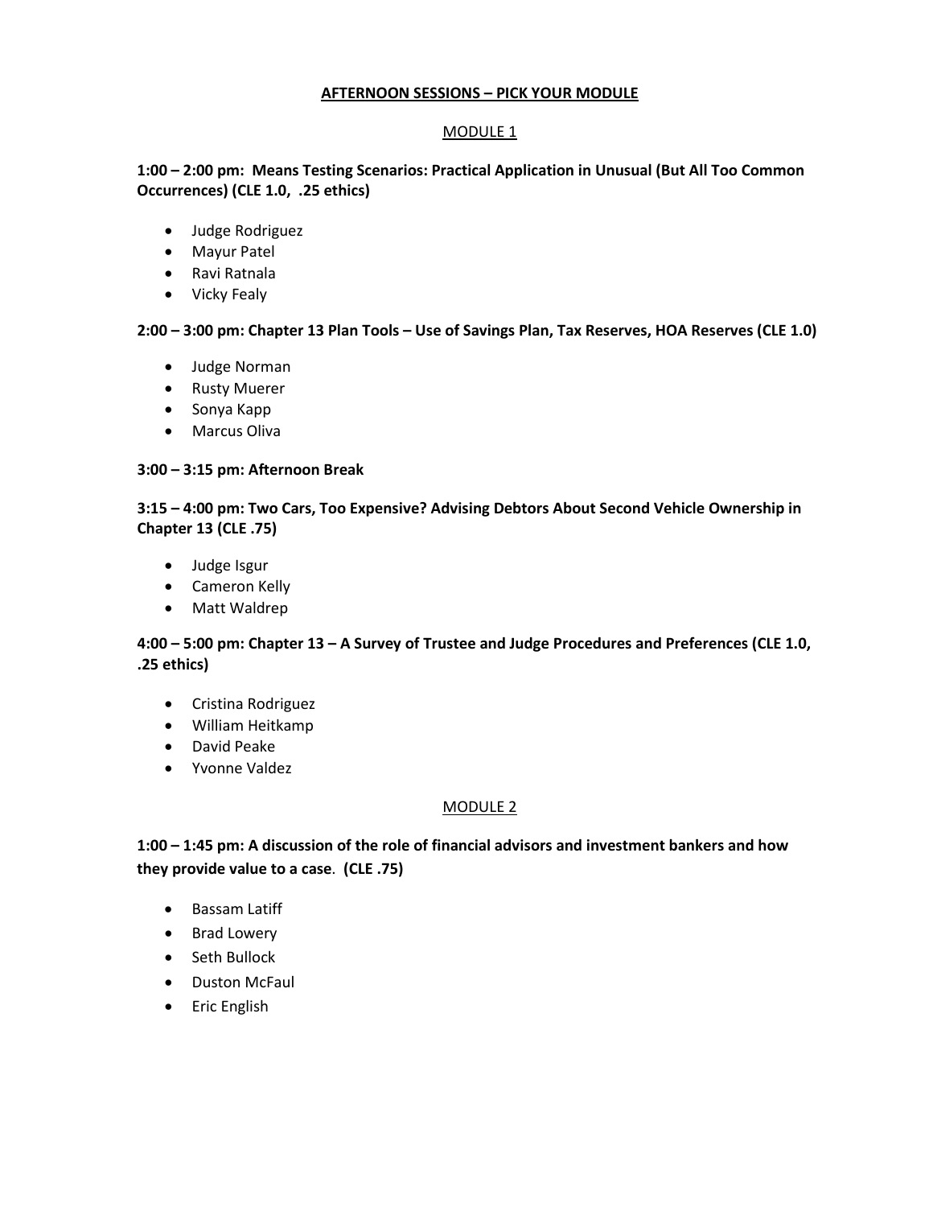## AFTERNOON SESSIONS – PICK YOUR MODULE

### MODULE 1

**1:00 – 2:00 pm: Means Testing Scenarios: Practical Application in Unusual (But All Too Common Occurrences) (CLE 1.0, .25 ethics)**

- Judge Rodriguez
- Mayur Patel
- Ravi Ratnala
- Vicky Fealy

**2:00 – 3:00 pm: Chapter 13 Plan Tools – Use of Savings Plan, Tax Reserves, HOA Reserves (CLE 1.0)**

- Judge Norman
- Rusty Muerer
- Sonya Kapp
- Marcus Oliva

**3:00 – 3:15 pm: Afternoon Break**

**3:15 – 4:00 pm: Two Cars, Too Expensive? Advising Debtors About Second Vehicle Ownership in Chapter 13 (CLE .75)**

- Judge Isgur
- Cameron Kelly
- Matt Waldrep

**4:00 – 5:00 pm: Chapter 13 – A Survey of Trustee and Judge Procedures and Preferences (CLE 1.0, .25 ethics)**

- Cristina Rodriguez
- William Heitkamp
- David Peake
- Yvonne Valdez

### MODULE 2

**1:00 – 1:45 pm: A discussion of the role of financial advisors and investment bankers and how they provide value to a case**. **(CLE .75)**

- Bassam Latiff
- Brad Lowery
- Seth Bullock
- Duston McFaul
- Eric English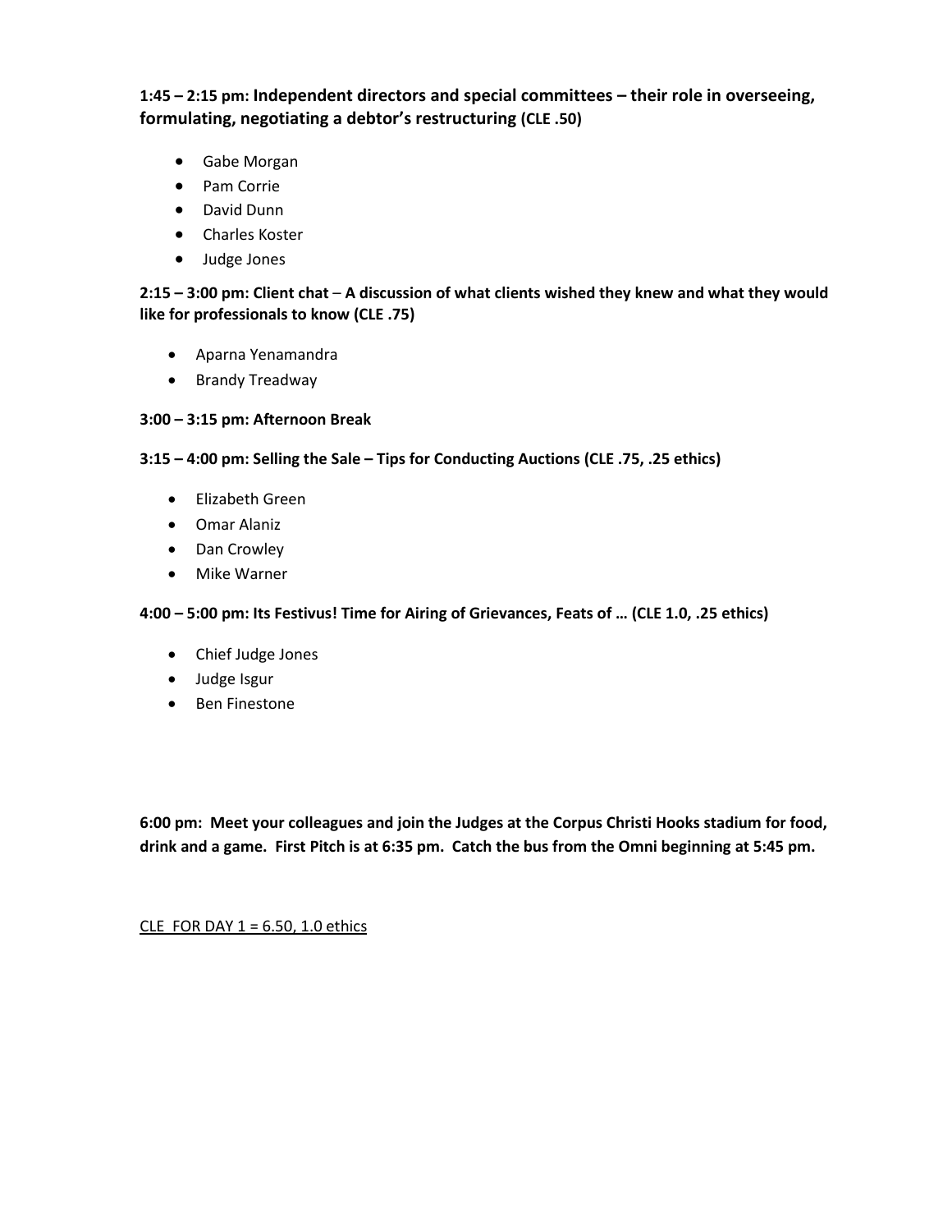**1:45 – 2:15 pm: Independent directors and special committees – their role in overseeing, formulating, negotiating a debtor's restructuring (CLE .50)**

- Gabe Morgan
- Pam Corrie
- David Dunn
- Charles Koster
- Judge Jones

**2:15 – 3:00 pm: Client chat – A discussion of what clients wished they knew and what they would like for professionals to know (CLE .75)**

- Aparna Yenamandra
- Brandy Treadway

**3:00 – 3:15 pm: Afternoon Break**

**3:15 – 4:00 pm: Selling the Sale – Tips for Conducting Auctions (CLE .75, .25 ethics)**

- Elizabeth Green
- Omar Alaniz
- Dan Crowley
- Mike Warner

**4:00 – 5:00 pm: Its Festivus! Time for Airing of Grievances, Feats of … (CLE 1.0, .25 ethics)**

- Chief Judge Jones
- Judge Isgur
- Ben Finestone

**6:00 pm: Meet your colleagues and join the Judges at the Corpus Christi Hooks stadium for food, drink and a game. First Pitch is at 6:35 pm. Catch the bus from the Omni beginning at 5:45 pm.**

<u>CLE FOR DAY 1 = 6.50, 1.0 ethics</u>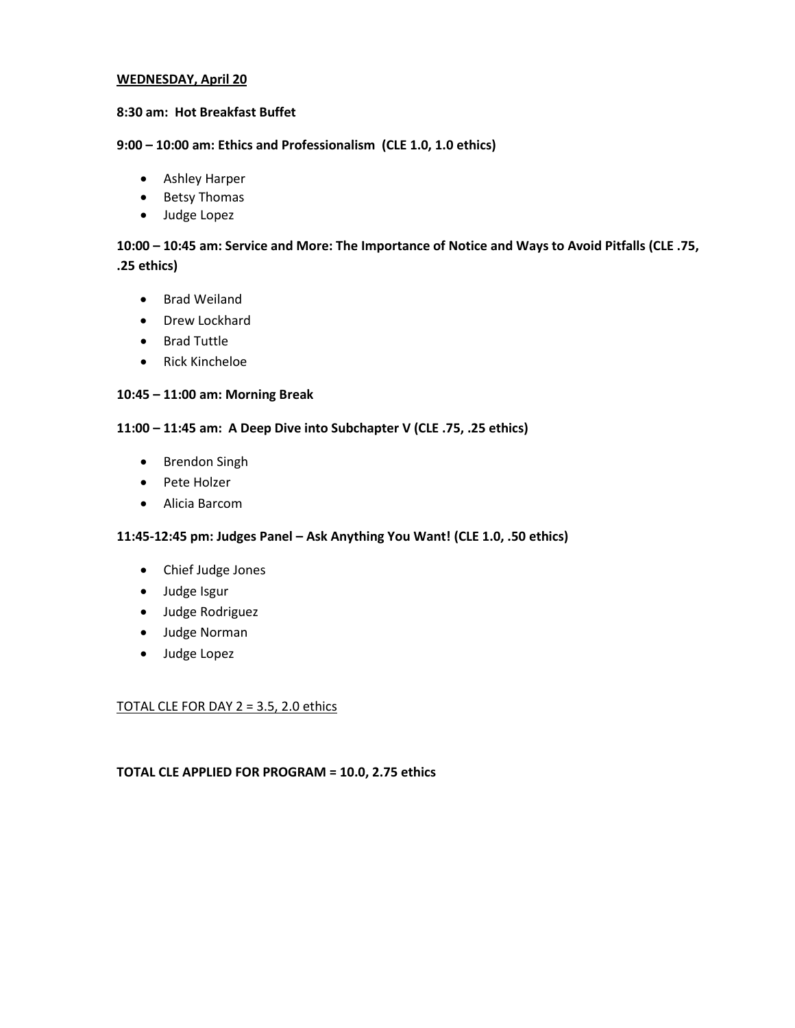**<u>WEDNESDAY, April 20</u>**

**8:30 am: Hot Breakfast Buffet**

**9:00 – 10:00 am: Ethics and Professionalism (CLE 1.0, 1.0 ethics)**

- Ashley Harper
- Betsy Thomas
- Judge Lopez

**10:00 – 10:45 am: Service and More: The Importance of Notice and Ways to Avoid Pitfalls (CLE .75, .25 ethics)**

- Brad Weiland
- Drew Lockhard
- Brad Tuttle
- Rick Kincheloe

**10:45 – 11:00 am: Morning Break**

**11:00 – 11:45 am: A Deep Dive into Subchapter V (CLE .75, .25 ethics)**

- Brendon Singh
- Pete Holzer
- Alicia Barcom

**11:45-12:45 pm: Judges Panel – Ask Anything You Want! (CLE 1.0, .50 ethics)**

- Chief Judge Jones
- Judge Isgur
- Judge Rodriguez
- Judge Norman
- Judge Lopez

<u>TOTAL CLE FOR DAY 2 = 3.5, 2.0 ethics</u>

**TOTAL CLE APPLIED FOR PROGRAM = 10.0, 2.75 ethics**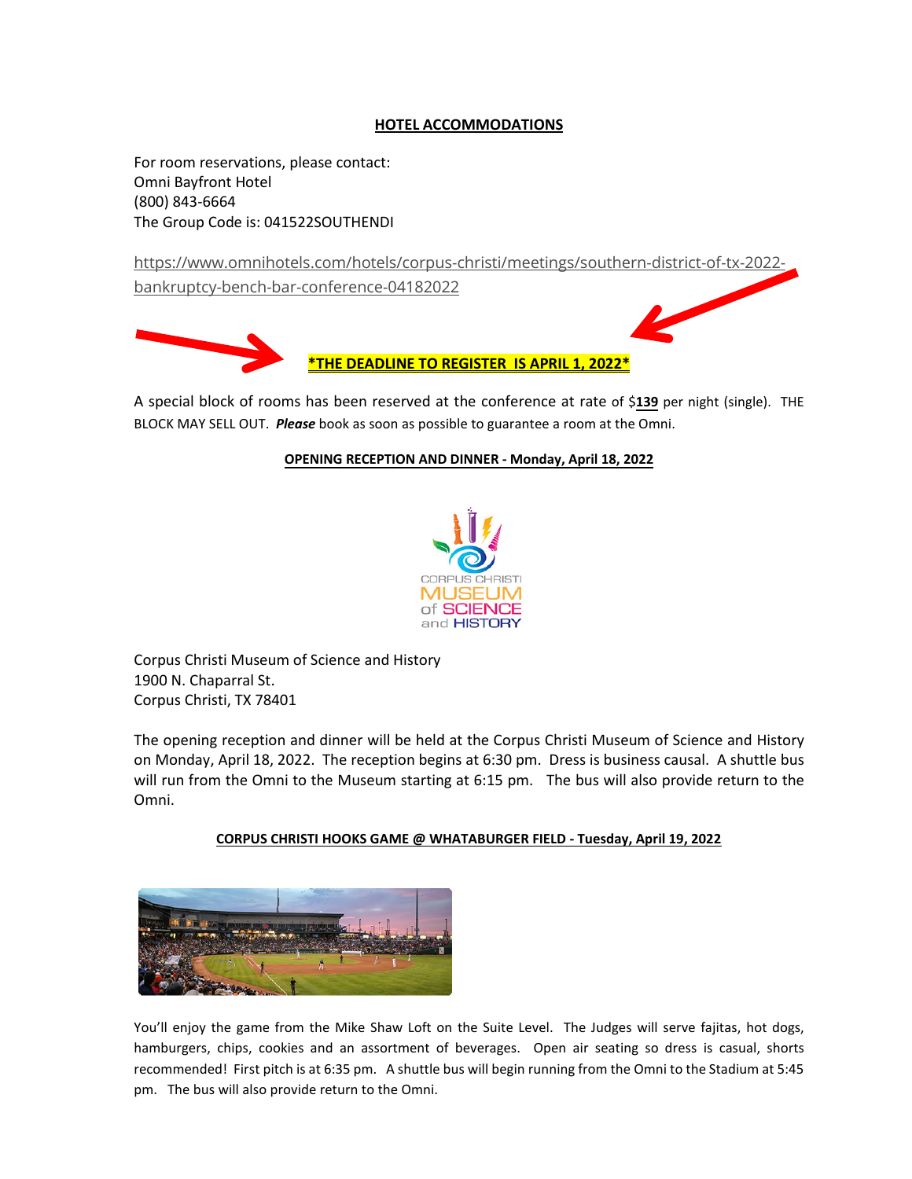## HOTEL ACCOMMODATIONS

For room reservations, please contact:
Omni Bayfront Hotel
(800) 843-6664
The Group Code is: 041522SOUTHENDI

https://www.omnihotels.com/hotels/corpus-christi/meetings/southern-district-of-tx-2022-bankruptcy-bench-bar-conference-04182022

***THE DEADLINE TO REGISTER IS APRIL 1, 2022***

A special block of rooms has been reserved at the conference at rate of $**139** per night (single). THE BLOCK MAY SELL OUT. ***Please*** book as soon as possible to guarantee a room at the Omni.

### OPENING RECEPTION AND DINNER - Monday, April 18, 2022

CORPUS CHRISTI MUSEUM of SCIENCE and HISTORY

Corpus Christi Museum of Science and History
1900 N. Chaparral St.
Corpus Christi, TX 78401

The opening reception and dinner will be held at the Corpus Christi Museum of Science and History on Monday, April 18, 2022. The reception begins at 6:30 pm. Dress is business causal. A shuttle bus will run from the Omni to the Museum starting at 6:15 pm. The bus will also provide return to the Omni.

### CORPUS CHRISTI HOOKS GAME @ WHATABURGER FIELD - Tuesday, April 19, 2022

You'll enjoy the game from the Mike Shaw Loft on the Suite Level. The Judges will serve fajitas, hot dogs, hamburgers, chips, cookies and an assortment of beverages. Open air seating so dress is casual, shorts recommended! First pitch is at 6:35 pm. A shuttle bus will begin running from the Omni to the Stadium at 5:45 pm. The bus will also provide return to the Omni.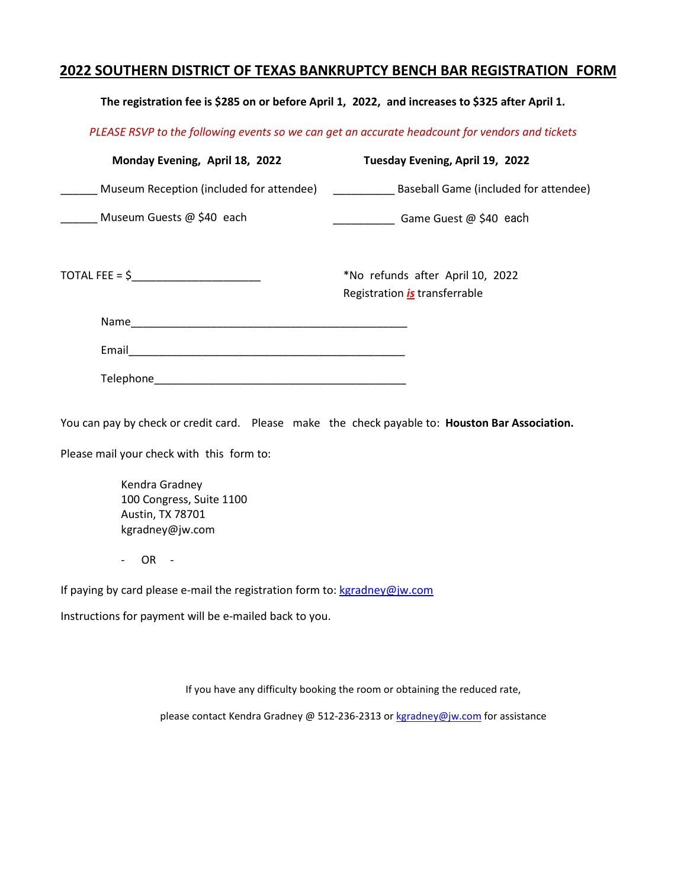# 2022 SOUTHERN DISTRICT OF TEXAS BANKRUPTCY BENCH BAR REGISTRATION FORM

**The registration fee is $285 on or before April 1, 2022, and increases to $325 after April 1.**

*PLEASE RSVP to the following events so we can get an accurate headcount for vendors and tickets*

**Monday Evening, April 18, 2022**

______ Museum Reception (included for attendee)

______ Museum Guests @ $40 each

**Tuesday Evening, April 19, 2022**

__________ Baseball Game (included for attendee)

__________ Game Guest @ $40 each

TOTAL FEE = $____________________

*No refunds after April 10, 2022
Registration ***is*** transferrable

Name_____________________________________________

Email_____________________________________________

Telephone__________________________________________

You can pay by check or credit card. Please make the check payable to: **Houston Bar Association.**

Please mail your check with this form to:

Kendra Gradney
100 Congress, Suite 1100
Austin, TX 78701
kgradney@jw.com

- OR -

If paying by card please e-mail the registration form to: kgradney@jw.com

Instructions for payment will be e-mailed back to you.

If you have any difficulty booking the room or obtaining the reduced rate,

please contact Kendra Gradney @ 512-236-2313 or kgradney@jw.com for assistance